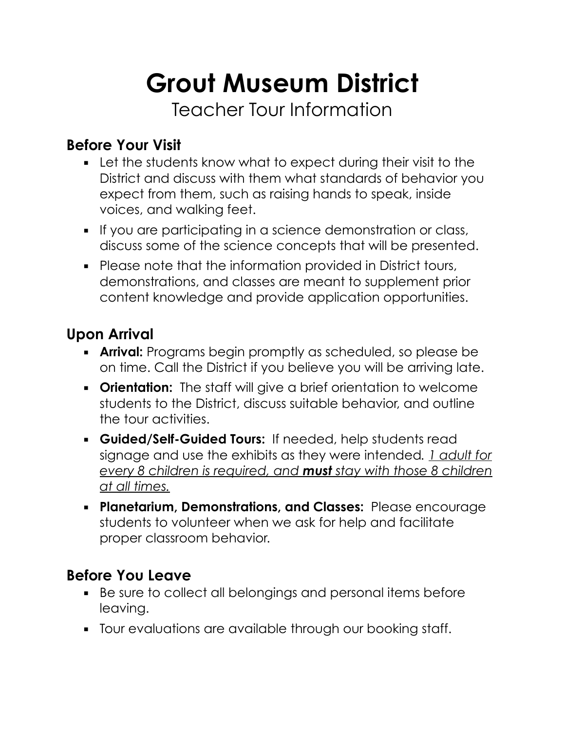# Grout Museum District

Teacher Tour Information

## Before Your Visit

- Let the students know what to expect during their visit to the District and discuss with them what standards of behavior you expect from them, such as raising hands to speak, inside voices, and walking feet.
- If you are participating in a science demonstration or class, discuss some of the science concepts that will be presented.
- Please note that the information provided in District tours, demonstrations, and classes are meant to supplement prior content knowledge and provide application opportunities.

## Upon Arrival

- **Arrival:** Programs begin promptly as scheduled, so please be on time. Call the District if you believe you will be arriving late.
- **Orientation:** The staff will give a brief orientation to welcome students to the District, discuss suitable behavior, and outline the tour activities.
- **Guided/Self-Guided Tours:** If needed, help students read signage and use the exhibits as they were intended. *1 adult for every 8 children is required, and **must** stay with those 8 children at all times.*
- **Planetarium, Demonstrations, and Classes:** Please encourage students to volunteer when we ask for help and facilitate proper classroom behavior.

## Before You Leave

- Be sure to collect all belongings and personal items before leaving.
- Tour evaluations are available through our booking staff.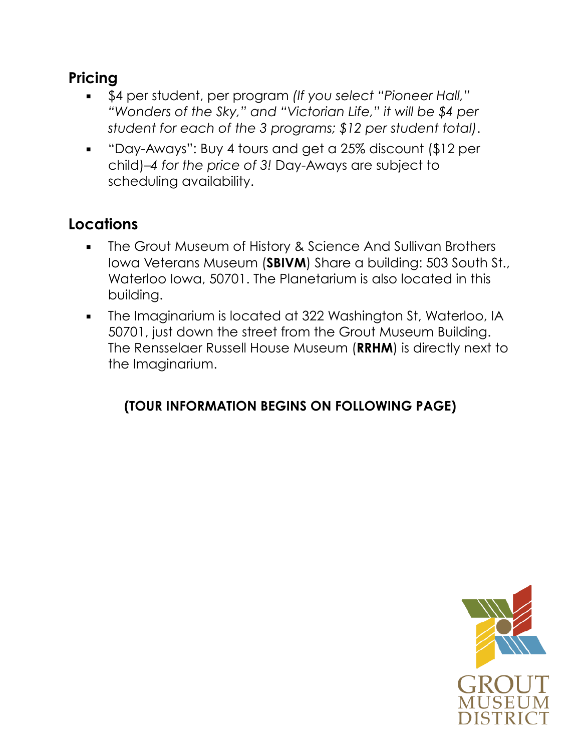## Pricing

- $4 per student, per program *(If you select "Pioneer Hall," "Wonders of the Sky," and "Victorian Life," it will be $4 per student for each of the 3 programs; $12 per student total)*.
- "Day-Aways": Buy 4 tours and get a 25% discount ($12 per child)–*4 for the price of 3!* Day-Aways are subject to scheduling availability.

## Locations

- The Grout Museum of History & Science And Sullivan Brothers Iowa Veterans Museum (**SBIVM**) Share a building: 503 South St., Waterloo Iowa, 50701. The Planetarium is also located in this building.
- The Imaginarium is located at 322 Washington St, Waterloo, IA 50701, just down the street from the Grout Museum Building. The Rensselaer Russell House Museum (**RRHM**) is directly next to the Imaginarium.

**(TOUR INFORMATION BEGINS ON FOLLOWING PAGE)**

GROUT MUSEUM DISTRICT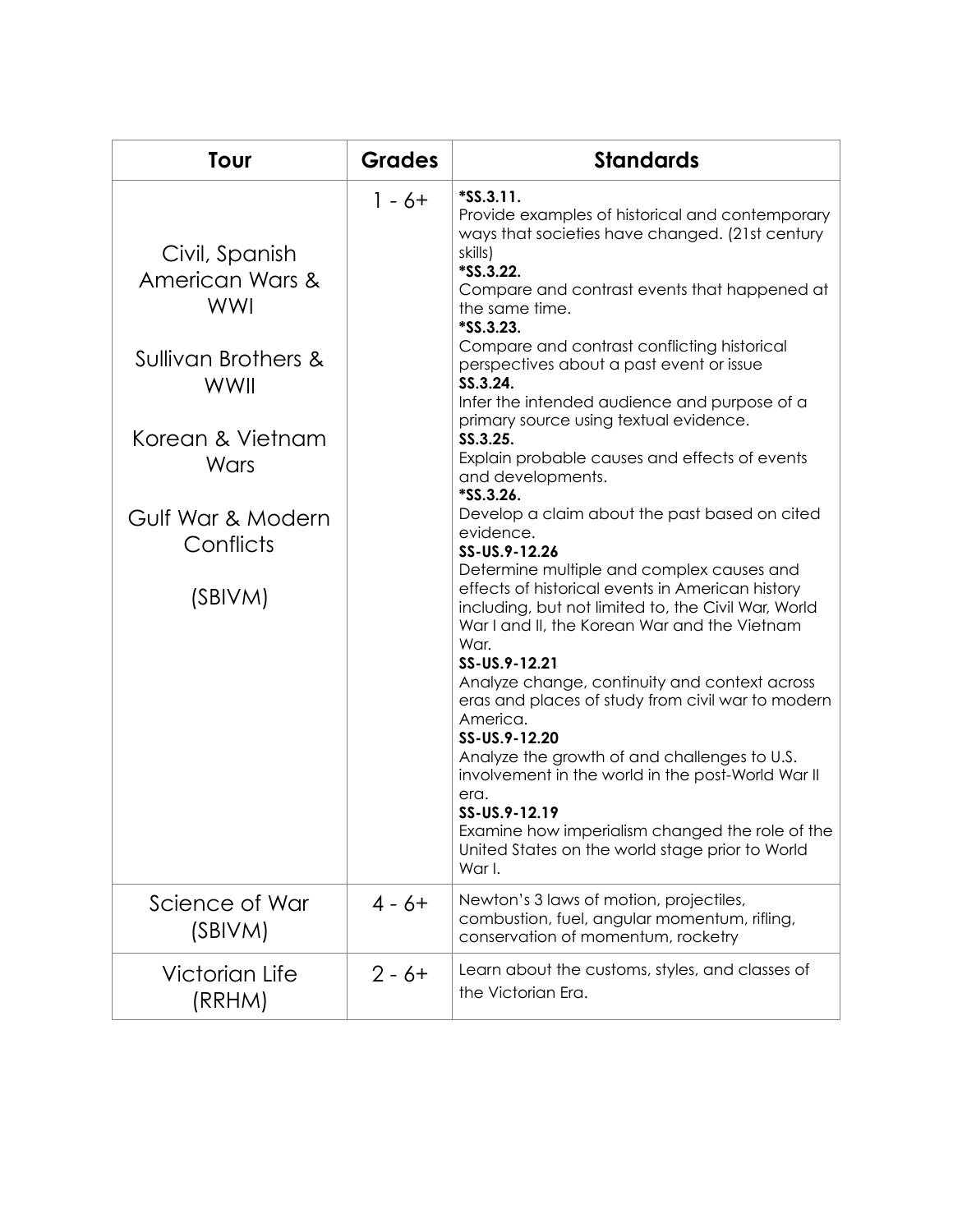| Tour | Grades | Standards |
| --- | --- | --- |
| Civil, Spanish American Wars & WWI<br><br>Sullivan Brothers & WWII<br><br>Korean & Vietnam Wars<br><br>Gulf War & Modern Conflicts<br><br>(SBIVM) | 1 - 6+ | **\*SS.3.11.**<br>Provide examples of historical and contemporary ways that societies have changed. (21st century skills)<br>**\*SS.3.22.**<br>Compare and contrast events that happened at the same time.<br>**\*SS.3.23.**<br>Compare and contrast conflicting historical perspectives about a past event or issue<br>**SS.3.24.**<br>Infer the intended audience and purpose of a primary source using textual evidence.<br>**SS.3.25.**<br>Explain probable causes and effects of events and developments.<br>**\*SS.3.26.**<br>Develop a claim about the past based on cited evidence.<br>**SS-US.9-12.26**<br>Determine multiple and complex causes and effects of historical events in American history including, but not limited to, the Civil War, World War I and II, the Korean War and the Vietnam War.<br>**SS-US.9-12.21**<br>Analyze change, continuity and context across eras and places of study from civil war to modern America.<br>**SS-US.9-12.20**<br>Analyze the growth of and challenges to U.S. involvement in the world in the post-World War II era.<br>**SS-US.9-12.19**<br>Examine how imperialism changed the role of the United States on the world stage prior to World War I. |
| Science of War (SBIVM) | 4 - 6+ | Newton's 3 laws of motion, projectiles, combustion, fuel, angular momentum, rifling, conservation of momentum, rocketry |
| Victorian Life (RRHM) | 2 - 6+ | Learn about the customs, styles, and classes of the Victorian Era. |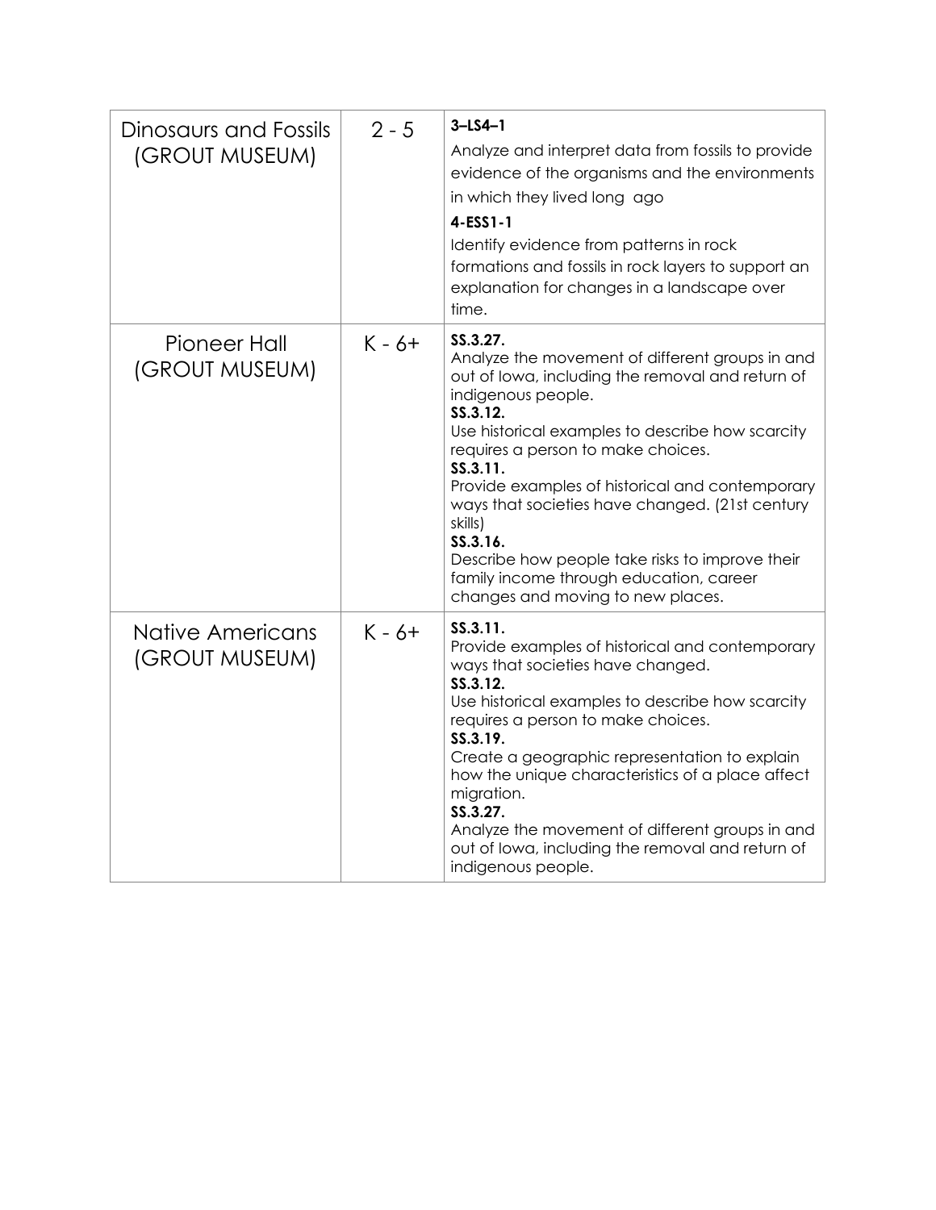| | | |
|---|---|---|
| Dinosaurs and Fossils (GROUT MUSEUM) | 2 - 5 | **3–LS4–1**<br>Analyze and interpret data from fossils to provide evidence of the organisms and the environments in which they lived long ago<br>**4-ESS1-1**<br>Identify evidence from patterns in rock formations and fossils in rock layers to support an explanation for changes in a landscape over time. |
| Pioneer Hall (GROUT MUSEUM) | K - 6+ | **SS.3.27.**<br>Analyze the movement of different groups in and out of Iowa, including the removal and return of indigenous people.<br>**SS.3.12.**<br>Use historical examples to describe how scarcity requires a person to make choices.<br>**SS.3.11.**<br>Provide examples of historical and contemporary ways that societies have changed. (21st century skills)<br>**SS.3.16.**<br>Describe how people take risks to improve their family income through education, career changes and moving to new places. |
| Native Americans (GROUT MUSEUM) | K - 6+ | **SS.3.11.**<br>Provide examples of historical and contemporary ways that societies have changed.<br>**SS.3.12.**<br>Use historical examples to describe how scarcity requires a person to make choices.<br>**SS.3.19.**<br>Create a geographic representation to explain how the unique characteristics of a place affect migration.<br>**SS.3.27.**<br>Analyze the movement of different groups in and out of Iowa, including the removal and return of indigenous people. |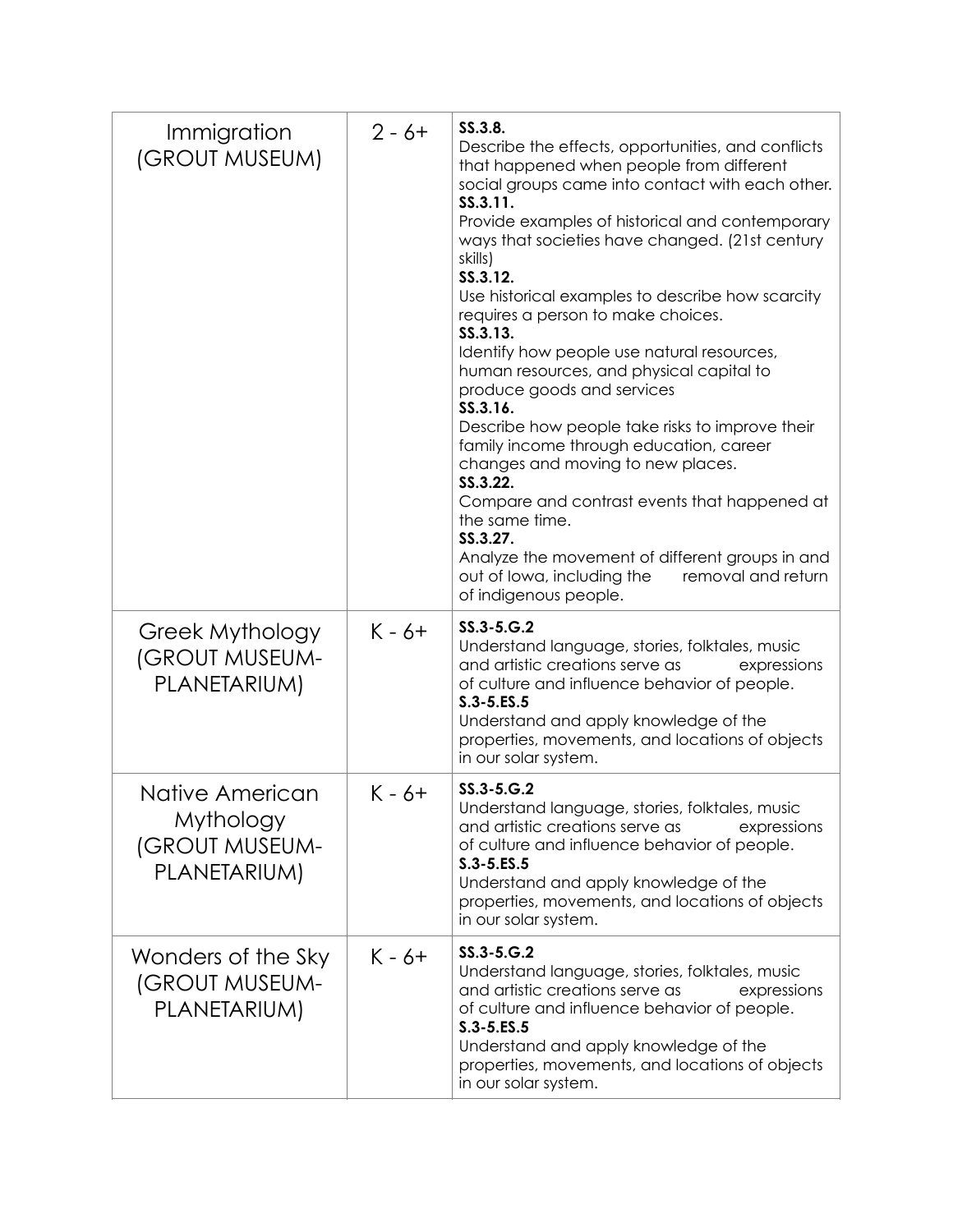| | | |
|---|---|---|
| Immigration (GROUT MUSEUM) | 2 - 6+ | **SS.3.8.** Describe the effects, opportunities, and conflicts that happened when people from different social groups came into contact with each other. **SS.3.11.** Provide examples of historical and contemporary ways that societies have changed. (21st century skills) **SS.3.12.** Use historical examples to describe how scarcity requires a person to make choices. **SS.3.13.** Identify how people use natural resources, human resources, and physical capital to produce goods and services **SS.3.16.** Describe how people take risks to improve their family income through education, career changes and moving to new places. **SS.3.22.** Compare and contrast events that happened at the same time. **SS.3.27.** Analyze the movement of different groups in and out of Iowa, including the removal and return of indigenous people. |
| Greek Mythology (GROUT MUSEUM-PLANETARIUM) | K - 6+ | **SS.3-5.G.2** Understand language, stories, folktales, music and artistic creations serve as expressions of culture and influence behavior of people. **S.3-5.ES.5** Understand and apply knowledge of the properties, movements, and locations of objects in our solar system. |
| Native American Mythology (GROUT MUSEUM-PLANETARIUM) | K - 6+ | **SS.3-5.G.2** Understand language, stories, folktales, music and artistic creations serve as expressions of culture and influence behavior of people. **S.3-5.ES.5** Understand and apply knowledge of the properties, movements, and locations of objects in our solar system. |
| Wonders of the Sky (GROUT MUSEUM-PLANETARIUM) | K - 6+ | **SS.3-5.G.2** Understand language, stories, folktales, music and artistic creations serve as expressions of culture and influence behavior of people. **S.3-5.ES.5** Understand and apply knowledge of the properties, movements, and locations of objects in our solar system. |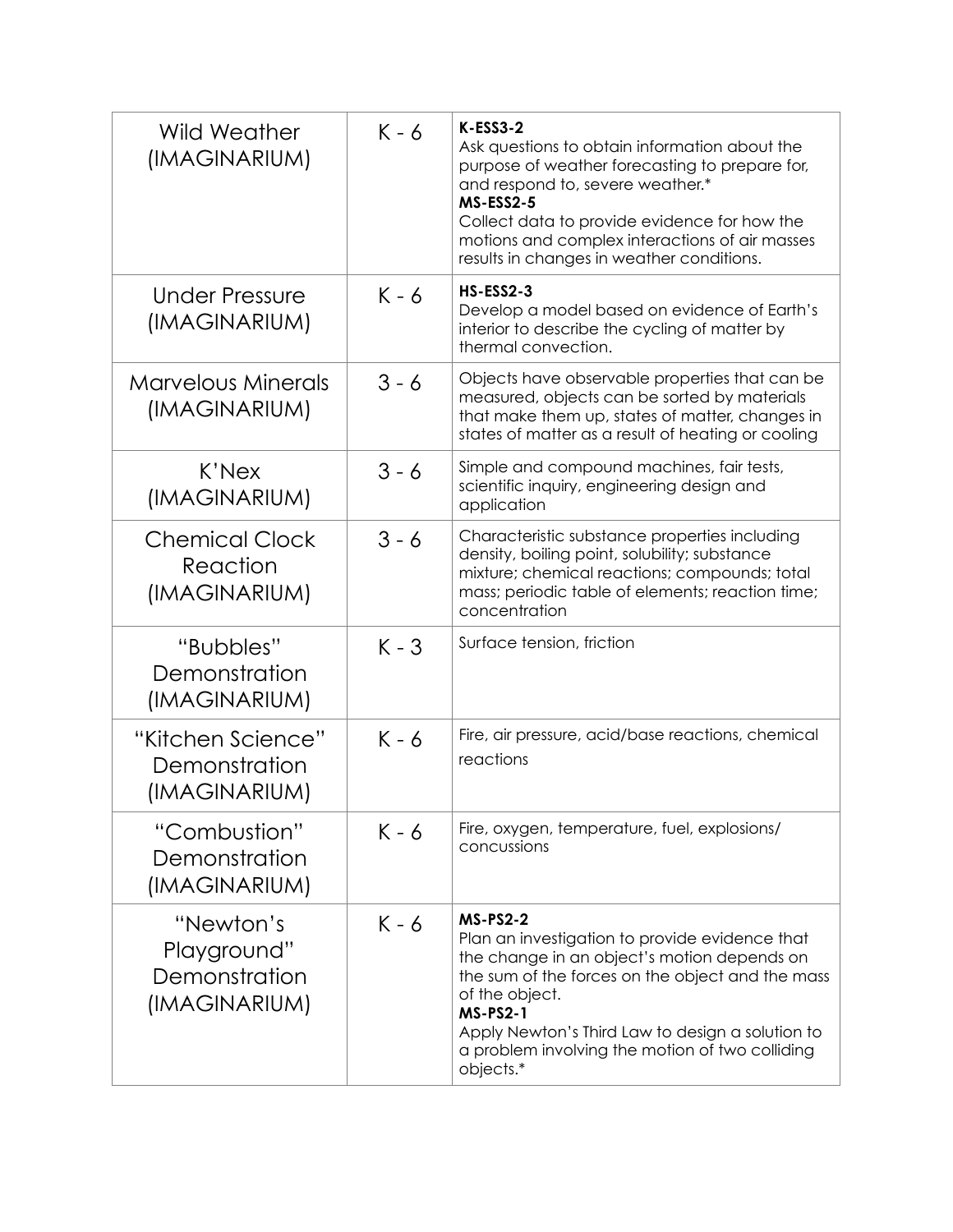| Wild Weather (IMAGINARIUM) | K - 6 | **K-ESS3-2** Ask questions to obtain information about the purpose of weather forecasting to prepare for, and respond to, severe weather.* **MS-ESS2-5** Collect data to provide evidence for how the motions and complex interactions of air masses results in changes in weather conditions. |
|---|---|---|
| Under Pressure (IMAGINARIUM) | K - 6 | **HS-ESS2-3** Develop a model based on evidence of Earth's interior to describe the cycling of matter by thermal convection. |
| Marvelous Minerals (IMAGINARIUM) | 3 - 6 | Objects have observable properties that can be measured, objects can be sorted by materials that make them up, states of matter, changes in states of matter as a result of heating or cooling |
| K'Nex (IMAGINARIUM) | 3 - 6 | Simple and compound machines, fair tests, scientific inquiry, engineering design and application |
| Chemical Clock Reaction (IMAGINARIUM) | 3 - 6 | Characteristic substance properties including density, boiling point, solubility; substance mixture; chemical reactions; compounds; total mass; periodic table of elements; reaction time; concentration |
| "Bubbles" Demonstration (IMAGINARIUM) | K - 3 | Surface tension, friction |
| "Kitchen Science" Demonstration (IMAGINARIUM) | K - 6 | Fire, air pressure, acid/base reactions, chemical reactions |
| "Combustion" Demonstration (IMAGINARIUM) | K - 6 | Fire, oxygen, temperature, fuel, explosions/ concussions |
| "Newton's Playground" Demonstration (IMAGINARIUM) | K - 6 | **MS-PS2-2** Plan an investigation to provide evidence that the change in an object's motion depends on the sum of the forces on the object and the mass of the object. **MS-PS2-1** Apply Newton's Third Law to design a solution to a problem involving the motion of two colliding objects.* |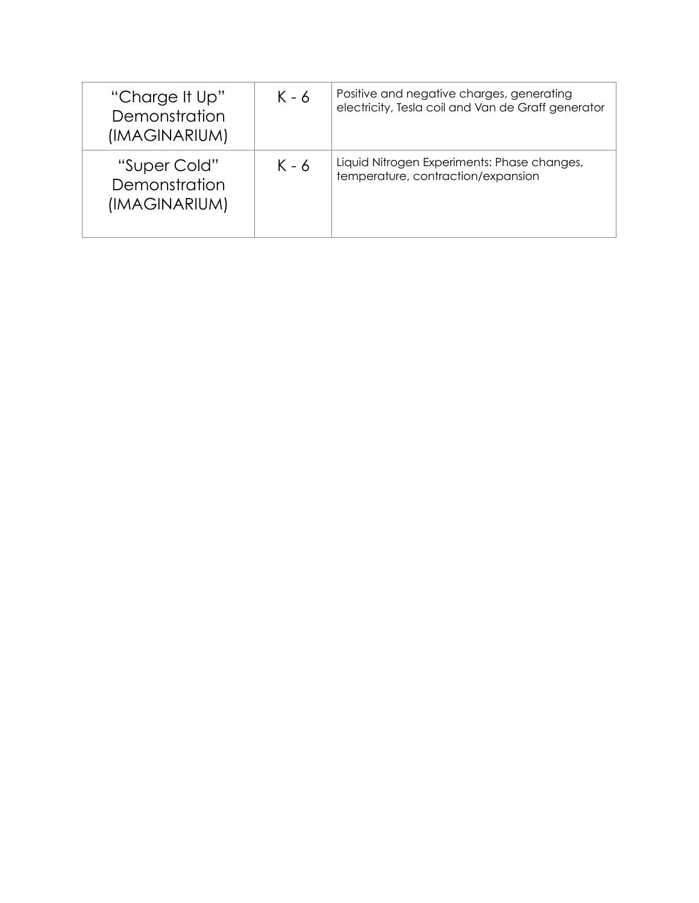| | | |
|---|---|---|
| "Charge It Up" Demonstration (IMAGINARIUM) | K - 6 | Positive and negative charges, generating electricity, Tesla coil and Van de Graff generator |
| "Super Cold" Demonstration (IMAGINARIUM) | K - 6 | Liquid Nitrogen Experiments: Phase changes, temperature, contraction/expansion |